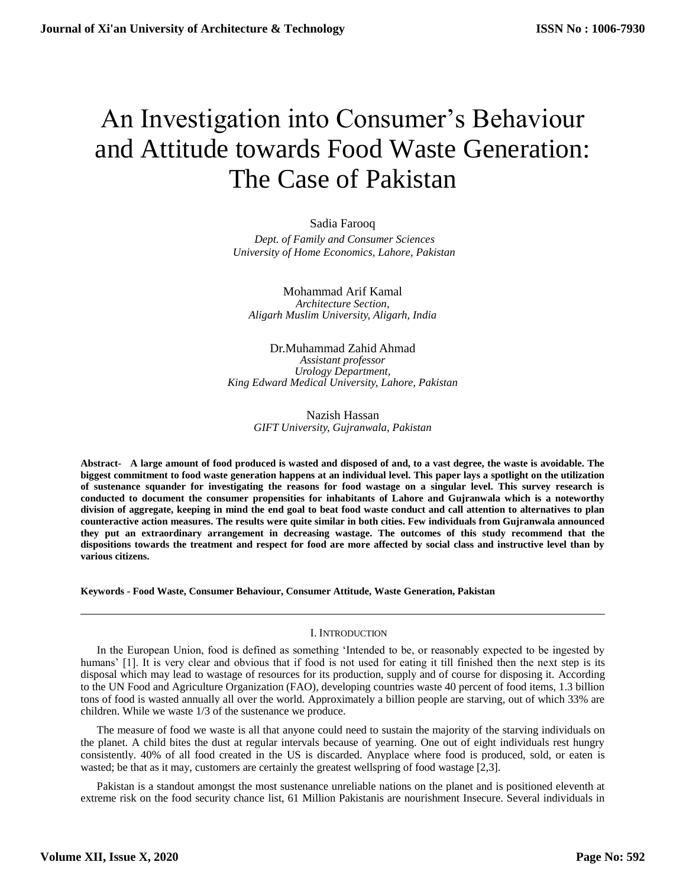# An Investigation into Consumer's Behaviour and Attitude towards Food Waste Generation: The Case of Pakistan

Sadia Farooq
*Dept. of Family and Consumer Sciences*
*University of Home Economics, Lahore, Pakistan*

Mohammad Arif Kamal
*Architecture Section,*
*Aligarh Muslim University, Aligarh, India*

Dr.Muhammad Zahid Ahmad
*Assistant professor*
*Urology Department,*
*King Edward Medical University, Lahore, Pakistan*

Nazish Hassan
*GIFT University, Gujranwala, Pakistan*

**Abstract- A large amount of food produced is wasted and disposed of and, to a vast degree, the waste is avoidable. The biggest commitment to food waste generation happens at an individual level. This paper lays a spotlight on the utilization of sustenance squander for investigating the reasons for food wastage on a singular level. This survey research is conducted to document the consumer propensities for inhabitants of Lahore and Gujranwala which is a noteworthy division of aggregate, keeping in mind the end goal to beat food waste conduct and call attention to alternatives to plan counteractive action measures. The results were quite similar in both cities. Few individuals from Gujranwala announced they put an extraordinary arrangement in decreasing wastage. The outcomes of this study recommend that the dispositions towards the treatment and respect for food are more affected by social class and instructive level than by various citizens.**

**Keywords - Food Waste, Consumer Behaviour, Consumer Attitude, Waste Generation, Pakistan**

## I. Introduction

In the European Union, food is defined as something 'Intended to be, or reasonably expected to be ingested by humans' [1]. It is very clear and obvious that if food is not used for eating it till finished then the next step is its disposal which may lead to wastage of resources for its production, supply and of course for disposing it. According to the UN Food and Agriculture Organization (FAO), developing countries waste 40 percent of food items, 1.3 billion tons of food is wasted annually all over the world. Approximately a billion people are starving, out of which 33% are children. While we waste 1/3 of the sustenance we produce.

The measure of food we waste is all that anyone could need to sustain the majority of the starving individuals on the planet. A child bites the dust at regular intervals because of yearning. One out of eight individuals rest hungry consistently. 40% of all food created in the US is discarded. Anyplace where food is produced, sold, or eaten is wasted; be that as it may, customers are certainly the greatest wellspring of food wastage [2,3].

Pakistan is a standout amongst the most sustenance unreliable nations on the planet and is positioned eleventh at extreme risk on the food security chance list, 61 Million Pakistanis are nourishment Insecure. Several individuals in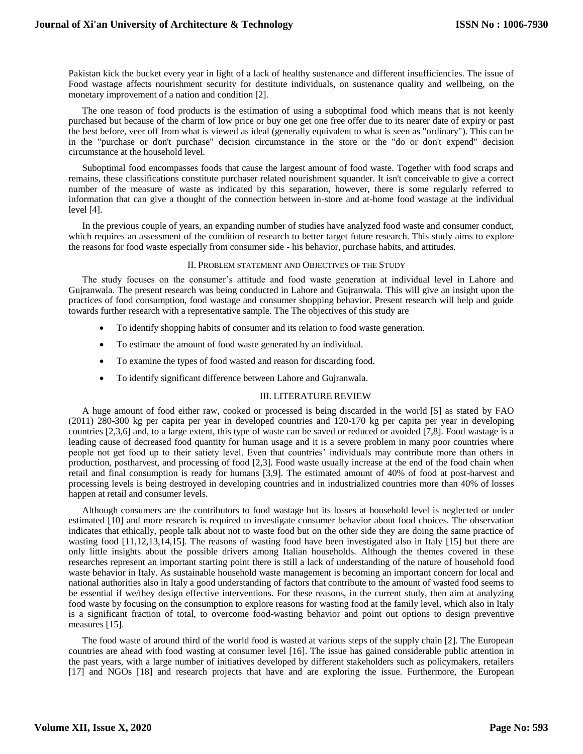Pakistan kick the bucket every year in light of a lack of healthy sustenance and different insufficiencies. The issue of Food wastage affects nourishment security for destitute individuals, on sustenance quality and wellbeing, on the monetary improvement of a nation and condition [2].

The one reason of food products is the estimation of using a suboptimal food which means that is not keenly purchased but because of the charm of low price or buy one get one free offer due to its nearer date of expiry or past the best before, veer off from what is viewed as ideal (generally equivalent to what is seen as "ordinary"). This can be in the "purchase or don't purchase" decision circumstance in the store or the "do or don't expend" decision circumstance at the household level.

Suboptimal food encompasses foods that cause the largest amount of food waste. Together with food scraps and remains, these classifications constitute purchaser related nourishment squander. It isn't conceivable to give a correct number of the measure of waste as indicated by this separation, however, there is some regularly referred to information that can give a thought of the connection between in-store and at-home food wastage at the individual level [4].

In the previous couple of years, an expanding number of studies have analyzed food waste and consumer conduct, which requires an assessment of the condition of research to better target future research. This study aims to explore the reasons for food waste especially from consumer side - his behavior, purchase habits, and attitudes.

## II. Problem statement and Objectives of the Study

The study focuses on the consumer's attitude and food waste generation at individual level in Lahore and Gujranwala. The present research was being conducted in Lahore and Gujranwala. This will give an insight upon the practices of food consumption, food wastage and consumer shopping behavior. Present research will help and guide towards further research with a representative sample. The The objectives of this study are

- To identify shopping habits of consumer and its relation to food waste generation.
- To estimate the amount of food waste generated by an individual.
- To examine the types of food wasted and reason for discarding food.
- To identify significant difference between Lahore and Gujranwala.

## III. LITERATURE REVIEW

A huge amount of food either raw, cooked or processed is being discarded in the world [5] as stated by FAO (2011) 280-300 kg per capita per year in developed countries and 120-170 kg per capita per year in developing countries [2,3,6] and, to a large extent, this type of waste can be saved or reduced or avoided [7,8]. Food wastage is a leading cause of decreased food quantity for human usage and it is a severe problem in many poor countries where people not get food up to their satiety level. Even that countries' individuals may contribute more than others in production, postharvest, and processing of food [2,3]. Food waste usually increase at the end of the food chain when retail and final consumption is ready for humans [3,9]. The estimated amount of 40% of food at post-harvest and processing levels is being destroyed in developing countries and in industrialized countries more than 40% of losses happen at retail and consumer levels.

Although consumers are the contributors to food wastage but its losses at household level is neglected or under estimated [10] and more research is required to investigate consumer behavior about food choices. The observation indicates that ethically, people talk about not to waste food but on the other side they are doing the same practice of wasting food [11,12,13,14,15]. The reasons of wasting food have been investigated also in Italy [15] but there are only little insights about the possible drivers among Italian households. Although the themes covered in these researches represent an important starting point there is still a lack of understanding of the nature of household food waste behavior in Italy. As sustainable household waste management is becoming an important concern for local and national authorities also in Italy a good understanding of factors that contribute to the amount of wasted food seems to be essential if we/they design effective interventions. For these reasons, in the current study, then aim at analyzing food waste by focusing on the consumption to explore reasons for wasting food at the family level, which also in Italy is a significant fraction of total, to overcome food-wasting behavior and point out options to design preventive measures [15].

The food waste of around third of the world food is wasted at various steps of the supply chain [2]. The European countries are ahead with food wasting at consumer level [16]. The issue has gained considerable public attention in the past years, with a large number of initiatives developed by different stakeholders such as policymakers, retailers [17] and NGOs [18] and research projects that have and are exploring the issue. Furthermore, the European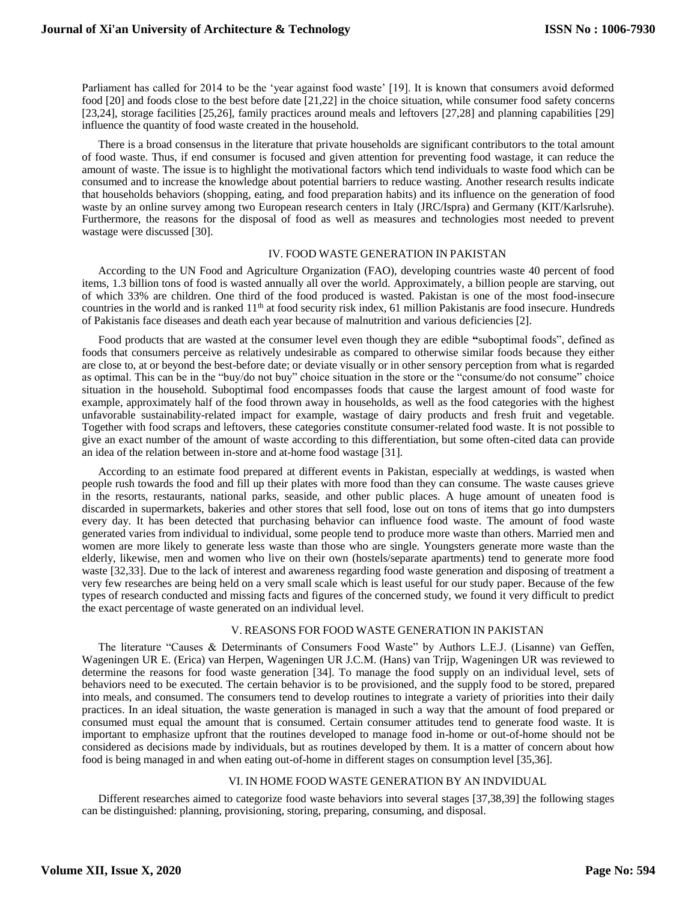Parliament has called for 2014 to be the 'year against food waste' [19]. It is known that consumers avoid deformed food [20] and foods close to the best before date [21,22] in the choice situation, while consumer food safety concerns [23,24], storage facilities [25,26], family practices around meals and leftovers [27,28] and planning capabilities [29] influence the quantity of food waste created in the household.

There is a broad consensus in the literature that private households are significant contributors to the total amount of food waste. Thus, if end consumer is focused and given attention for preventing food wastage, it can reduce the amount of waste. The issue is to highlight the motivational factors which tend individuals to waste food which can be consumed and to increase the knowledge about potential barriers to reduce wasting. Another research results indicate that households behaviors (shopping, eating, and food preparation habits) and its influence on the generation of food waste by an online survey among two European research centers in Italy (JRC/Ispra) and Germany (KIT/Karlsruhe). Furthermore, the reasons for the disposal of food as well as measures and technologies most needed to prevent wastage were discussed [30].

## IV. FOOD WASTE GENERATION IN PAKISTAN

According to the UN Food and Agriculture Organization (FAO), developing countries waste 40 percent of food items, 1.3 billion tons of food is wasted annually all over the world. Approximately, a billion people are starving, out of which 33% are children. One third of the food produced is wasted. Pakistan is one of the most food-insecure countries in the world and is ranked 11th at food security risk index, 61 million Pakistanis are food insecure. Hundreds of Pakistanis face diseases and death each year because of malnutrition and various deficiencies [2].

Food products that are wasted at the consumer level even though they are edible **"**suboptimal foods", defined as foods that consumers perceive as relatively undesirable as compared to otherwise similar foods because they either are close to, at or beyond the best-before date; or deviate visually or in other sensory perception from what is regarded as optimal. This can be in the "buy/do not buy" choice situation in the store or the "consume/do not consume" choice situation in the household. Suboptimal food encompasses foods that cause the largest amount of food waste for example, approximately half of the food thrown away in households, as well as the food categories with the highest unfavorable sustainability-related impact for example, wastage of dairy products and fresh fruit and vegetable. Together with food scraps and leftovers, these categories constitute consumer-related food waste. It is not possible to give an exact number of the amount of waste according to this differentiation, but some often-cited data can provide an idea of the relation between in-store and at-home food wastage [31].

According to an estimate food prepared at different events in Pakistan, especially at weddings, is wasted when people rush towards the food and fill up their plates with more food than they can consume. The waste causes grieve in the resorts, restaurants, national parks, seaside, and other public places. A huge amount of uneaten food is discarded in supermarkets, bakeries and other stores that sell food, lose out on tons of items that go into dumpsters every day. It has been detected that purchasing behavior can influence food waste. The amount of food waste generated varies from individual to individual, some people tend to produce more waste than others. Married men and women are more likely to generate less waste than those who are single. Youngsters generate more waste than the elderly, likewise, men and women who live on their own (hostels/separate apartments) tend to generate more food waste [32,33]. Due to the lack of interest and awareness regarding food waste generation and disposing of treatment a very few researches are being held on a very small scale which is least useful for our study paper. Because of the few types of research conducted and missing facts and figures of the concerned study, we found it very difficult to predict the exact percentage of waste generated on an individual level.

## V. REASONS FOR FOOD WASTE GENERATION IN PAKISTAN

The literature "Causes & Determinants of Consumers Food Waste" by Authors L.E.J. (Lisanne) van Geffen, Wageningen UR E. (Erica) van Herpen, Wageningen UR J.C.M. (Hans) van Trijp, Wageningen UR was reviewed to determine the reasons for food waste generation [34]. To manage the food supply on an individual level, sets of behaviors need to be executed. The certain behavior is to be provisioned, and the supply food to be stored, prepared into meals, and consumed. The consumers tend to develop routines to integrate a variety of priorities into their daily practices. In an ideal situation, the waste generation is managed in such a way that the amount of food prepared or consumed must equal the amount that is consumed. Certain consumer attitudes tend to generate food waste. It is important to emphasize upfront that the routines developed to manage food in-home or out-of-home should not be considered as decisions made by individuals, but as routines developed by them. It is a matter of concern about how food is being managed in and when eating out-of-home in different stages on consumption level [35,36].

## VI. IN HOME FOOD WASTE GENERATION BY AN INDVIDUAL

Different researches aimed to categorize food waste behaviors into several stages [37,38,39] the following stages can be distinguished: planning, provisioning, storing, preparing, consuming, and disposal.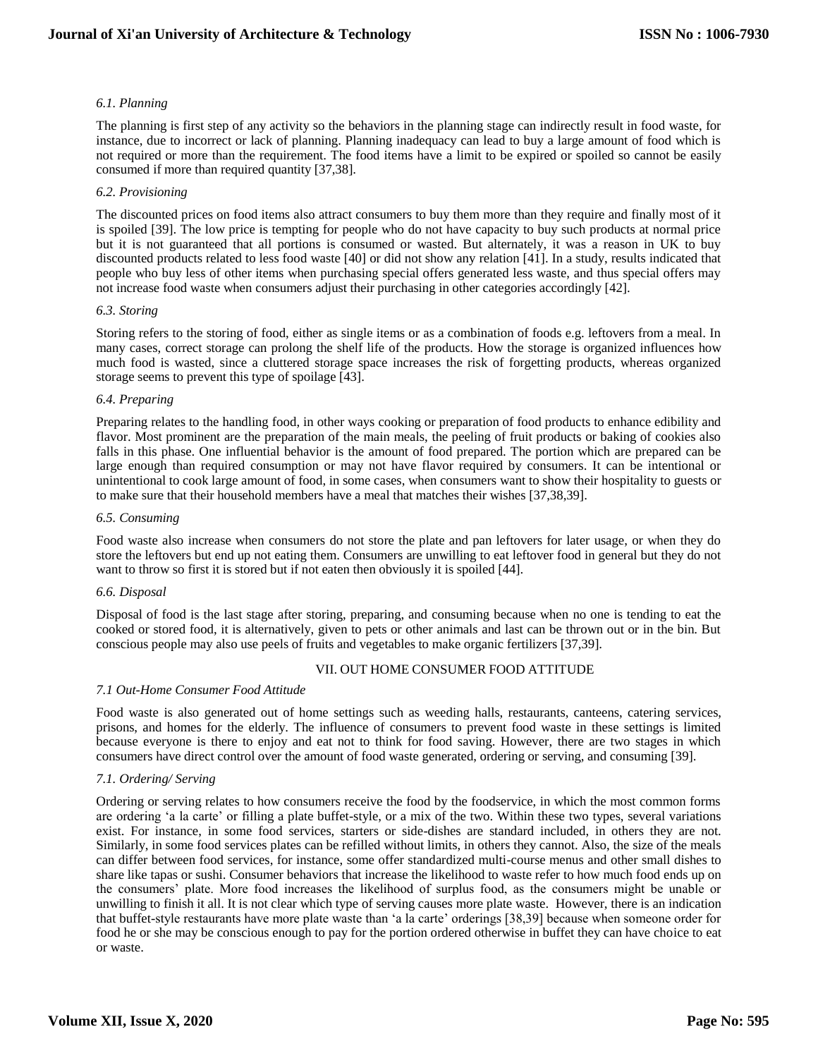### *6.1. Planning*

The planning is first step of any activity so the behaviors in the planning stage can indirectly result in food waste, for instance, due to incorrect or lack of planning. Planning inadequacy can lead to buy a large amount of food which is not required or more than the requirement. The food items have a limit to be expired or spoiled so cannot be easily consumed if more than required quantity [37,38].

### *6.2. Provisioning*

The discounted prices on food items also attract consumers to buy them more than they require and finally most of it is spoiled [39]. The low price is tempting for people who do not have capacity to buy such products at normal price but it is not guaranteed that all portions is consumed or wasted. But alternately, it was a reason in UK to buy discounted products related to less food waste [40] or did not show any relation [41]. In a study, results indicated that people who buy less of other items when purchasing special offers generated less waste, and thus special offers may not increase food waste when consumers adjust their purchasing in other categories accordingly [42].

### *6.3. Storing*

Storing refers to the storing of food, either as single items or as a combination of foods e.g. leftovers from a meal. In many cases, correct storage can prolong the shelf life of the products. How the storage is organized influences how much food is wasted, since a cluttered storage space increases the risk of forgetting products, whereas organized storage seems to prevent this type of spoilage [43].

### *6.4. Preparing*

Preparing relates to the handling food, in other ways cooking or preparation of food products to enhance edibility and flavor. Most prominent are the preparation of the main meals, the peeling of fruit products or baking of cookies also falls in this phase. One influential behavior is the amount of food prepared. The portion which are prepared can be large enough than required consumption or may not have flavor required by consumers. It can be intentional or unintentional to cook large amount of food, in some cases, when consumers want to show their hospitality to guests or to make sure that their household members have a meal that matches their wishes [37,38,39].

### *6.5. Consuming*

Food waste also increase when consumers do not store the plate and pan leftovers for later usage, or when they do store the leftovers but end up not eating them. Consumers are unwilling to eat leftover food in general but they do not want to throw so first it is stored but if not eaten then obviously it is spoiled [44].

### *6.6. Disposal*

Disposal of food is the last stage after storing, preparing, and consuming because when no one is tending to eat the cooked or stored food, it is alternatively, given to pets or other animals and last can be thrown out or in the bin. But conscious people may also use peels of fruits and vegetables to make organic fertilizers [37,39].

## VII. OUT HOME CONSUMER FOOD ATTITUDE

### *7.1 Out-Home Consumer Food Attitude*

Food waste is also generated out of home settings such as weeding halls, restaurants, canteens, catering services, prisons, and homes for the elderly. The influence of consumers to prevent food waste in these settings is limited because everyone is there to enjoy and eat not to think for food saving. However, there are two stages in which consumers have direct control over the amount of food waste generated, ordering or serving, and consuming [39].

### *7.1. Ordering/ Serving*

Ordering or serving relates to how consumers receive the food by the foodservice, in which the most common forms are ordering 'a la carte' or filling a plate buffet-style, or a mix of the two. Within these two types, several variations exist. For instance, in some food services, starters or side-dishes are standard included, in others they are not. Similarly, in some food services plates can be refilled without limits, in others they cannot. Also, the size of the meals can differ between food services, for instance, some offer standardized multi-course menus and other small dishes to share like tapas or sushi. Consumer behaviors that increase the likelihood to waste refer to how much food ends up on the consumers' plate. More food increases the likelihood of surplus food, as the consumers might be unable or unwilling to finish it all. It is not clear which type of serving causes more plate waste. However, there is an indication that buffet-style restaurants have more plate waste than 'a la carte' orderings [38,39] because when someone order for food he or she may be conscious enough to pay for the portion ordered otherwise in buffet they can have choice to eat or waste.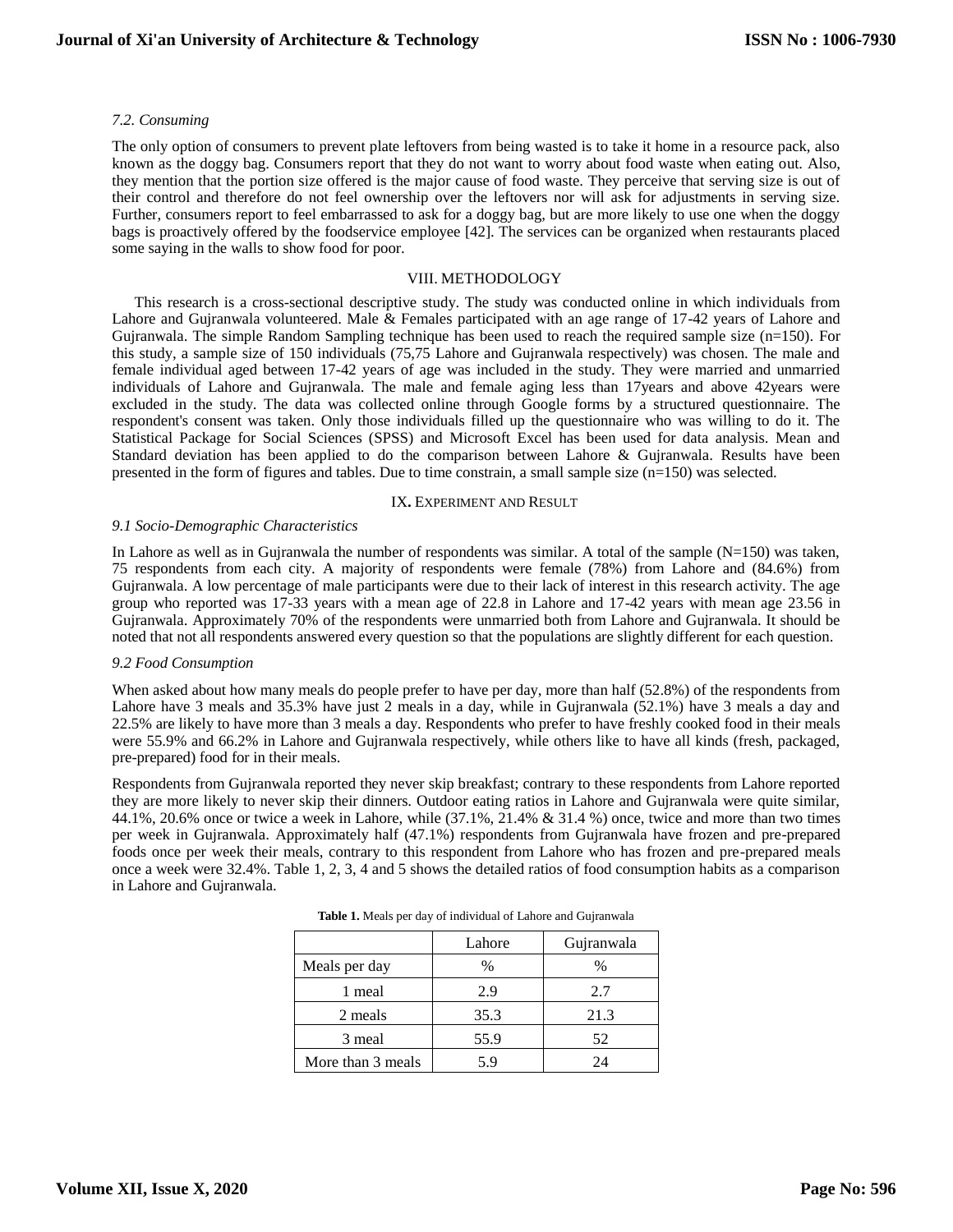### *7.2. Consuming*

The only option of consumers to prevent plate leftovers from being wasted is to take it home in a resource pack, also known as the doggy bag. Consumers report that they do not want to worry about food waste when eating out. Also, they mention that the portion size offered is the major cause of food waste. They perceive that serving size is out of their control and therefore do not feel ownership over the leftovers nor will ask for adjustments in serving size. Further, consumers report to feel embarrassed to ask for a doggy bag, but are more likely to use one when the doggy bags is proactively offered by the foodservice employee [42]. The services can be organized when restaurants placed some saying in the walls to show food for poor.

## VIII. METHODOLOGY

This research is a cross-sectional descriptive study. The study was conducted online in which individuals from Lahore and Gujranwala volunteered. Male & Females participated with an age range of 17-42 years of Lahore and Gujranwala. The simple Random Sampling technique has been used to reach the required sample size (n=150). For this study, a sample size of 150 individuals (75,75 Lahore and Gujranwala respectively) was chosen. The male and female individual aged between 17-42 years of age was included in the study. They were married and unmarried individuals of Lahore and Gujranwala. The male and female aging less than 17years and above 42years were excluded in the study. The data was collected online through Google forms by a structured questionnaire. The respondent's consent was taken. Only those individuals filled up the questionnaire who was willing to do it. The Statistical Package for Social Sciences (SPSS) and Microsoft Excel has been used for data analysis. Mean and Standard deviation has been applied to do the comparison between Lahore & Gujranwala. Results have been presented in the form of figures and tables. Due to time constrain, a small sample size (n=150) was selected.

## IX. EXPERIMENT AND RESULT

### *9.1 Socio-Demographic Characteristics*

In Lahore as well as in Gujranwala the number of respondents was similar. A total of the sample (N=150) was taken, 75 respondents from each city. A majority of respondents were female (78%) from Lahore and (84.6%) from Gujranwala. A low percentage of male participants were due to their lack of interest in this research activity. The age group who reported was 17-33 years with a mean age of 22.8 in Lahore and 17-42 years with mean age 23.56 in Gujranwala. Approximately 70% of the respondents were unmarried both from Lahore and Gujranwala. It should be noted that not all respondents answered every question so that the populations are slightly different for each question.

### *9.2 Food Consumption*

When asked about how many meals do people prefer to have per day, more than half (52.8%) of the respondents from Lahore have 3 meals and 35.3% have just 2 meals in a day, while in Gujranwala (52.1%) have 3 meals a day and 22.5% are likely to have more than 3 meals a day. Respondents who prefer to have freshly cooked food in their meals were 55.9% and 66.2% in Lahore and Gujranwala respectively, while others like to have all kinds (fresh, packaged, pre-prepared) food for in their meals.

Respondents from Gujranwala reported they never skip breakfast; contrary to these respondents from Lahore reported they are more likely to never skip their dinners. Outdoor eating ratios in Lahore and Gujranwala were quite similar, 44.1%, 20.6% once or twice a week in Lahore, while (37.1%, 21.4% & 31.4 %) once, twice and more than two times per week in Gujranwala. Approximately half (47.1%) respondents from Gujranwala have frozen and pre-prepared foods once per week their meals, contrary to this respondent from Lahore who has frozen and pre-prepared meals once a week were 32.4%. Table 1, 2, 3, 4 and 5 shows the detailed ratios of food consumption habits as a comparison in Lahore and Gujranwala.

**Table 1.** Meals per day of individual of Lahore and Gujranwala

| | Lahore | Gujranwala |
|---|---|---|
| Meals per day | % | % |
| 1 meal | 2.9 | 2.7 |
| 2 meals | 35.3 | 21.3 |
| 3 meal | 55.9 | 52 |
| More than 3 meals | 5.9 | 24 |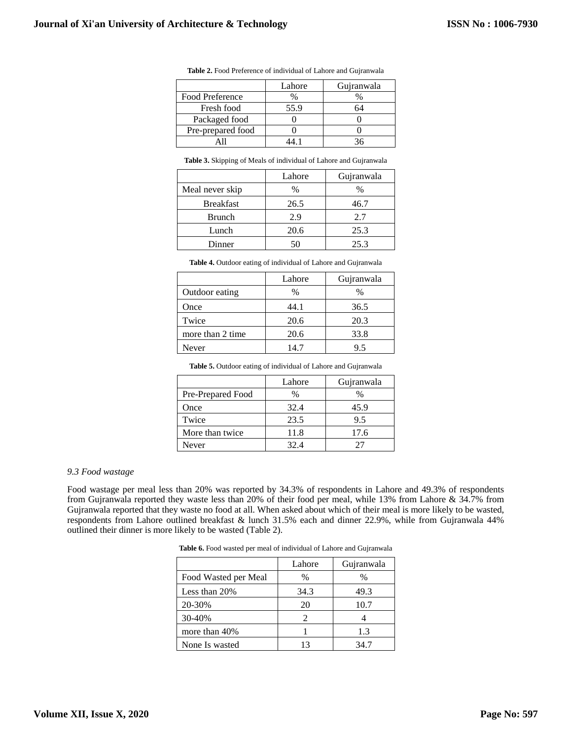**Table 2.** Food Preference of individual of Lahore and Gujranwala

| | Lahore | Gujranwala |
|---|---|---|
| Food Preference | % | % |
| Fresh food | 55.9 | 64 |
| Packaged food | 0 | 0 |
| Pre-prepared food | 0 | 0 |
| All | 44.1 | 36 |

**Table 3.** Skipping of Meals of individual of Lahore and Gujranwala

| | Lahore | Gujranwala |
|---|---|---|
| Meal never skip | % | % |
| Breakfast | 26.5 | 46.7 |
| Brunch | 2.9 | 2.7 |
| Lunch | 20.6 | 25.3 |
| Dinner | 50 | 25.3 |

**Table 4.** Outdoor eating of individual of Lahore and Gujranwala

| | Lahore | Gujranwala |
|---|---|---|
| Outdoor eating | % | % |
| Once | 44.1 | 36.5 |
| Twice | 20.6 | 20.3 |
| more than 2 time | 20.6 | 33.8 |
| Never | 14.7 | 9.5 |

**Table 5.** Outdoor eating of individual of Lahore and Gujranwala

| | Lahore | Gujranwala |
|---|---|---|
| Pre-Prepared Food | % | % |
| Once | 32.4 | 45.9 |
| Twice | 23.5 | 9.5 |
| More than twice | 11.8 | 17.6 |
| Never | 32.4 | 27 |

*9.3 Food wastage*

Food wastage per meal less than 20% was reported by 34.3% of respondents in Lahore and 49.3% of respondents from Gujranwala reported they waste less than 20% of their food per meal, while 13% from Lahore & 34.7% from Gujranwala reported that they waste no food at all. When asked about which of their meal is more likely to be wasted, respondents from Lahore outlined breakfast & lunch 31.5% each and dinner 22.9%, while from Gujranwala 44% outlined their dinner is more likely to be wasted (Table 2).

**Table 6.** Food wasted per meal of individual of Lahore and Gujranwala

| | Lahore | Gujranwala |
|---|---|---|
| Food Wasted per Meal | % | % |
| Less than 20% | 34.3 | 49.3 |
| 20-30% | 20 | 10.7 |
| 30-40% | 2 | 4 |
| more than 40% | 1 | 1.3 |
| None Is wasted | 13 | 34.7 |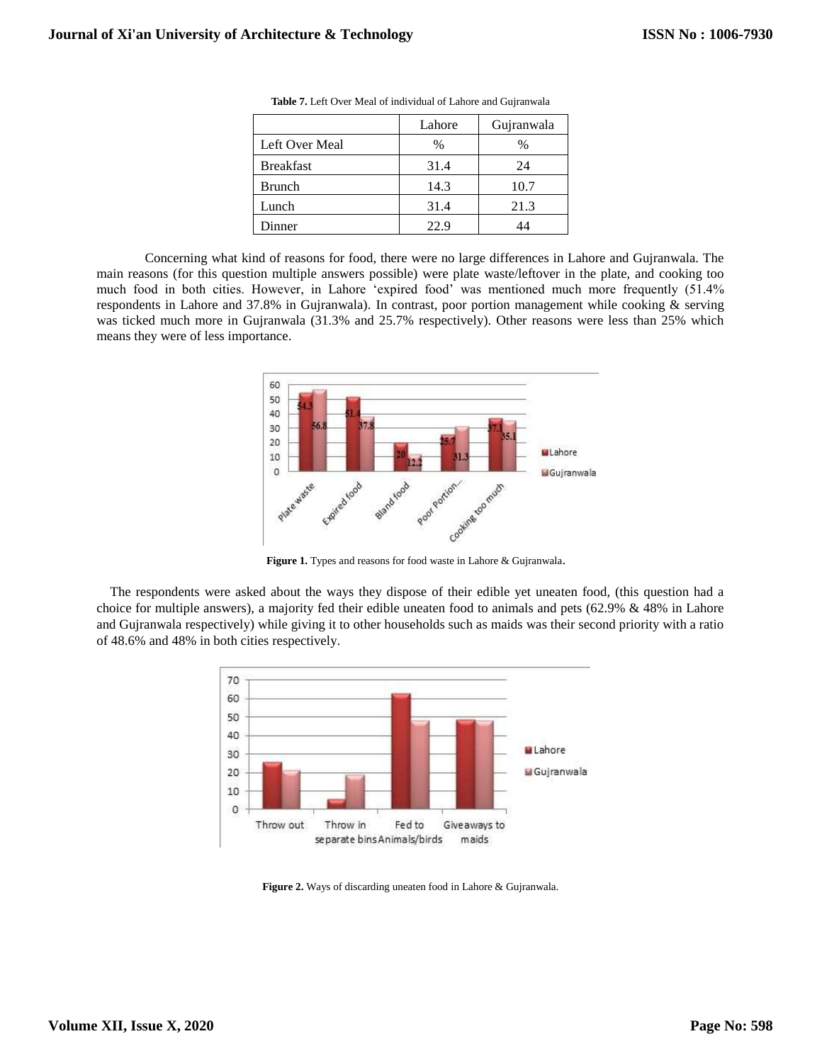**Table 7.** Left Over Meal of individual of Lahore and Gujranwala

| | Lahore | Gujranwala |
|---|---|---|
| Left Over Meal | % | % |
| Breakfast | 31.4 | 24 |
| Brunch | 14.3 | 10.7 |
| Lunch | 31.4 | 21.3 |
| Dinner | 22.9 | 44 |

Concerning what kind of reasons for food, there were no large differences in Lahore and Gujranwala. The main reasons (for this question multiple answers possible) were plate waste/leftover in the plate, and cooking too much food in both cities. However, in Lahore 'expired food' was mentioned much more frequently (51.4% respondents in Lahore and 37.8% in Gujranwala). In contrast, poor portion management while cooking & serving was ticked much more in Gujranwala (31.3% and 25.7% respectively). Other reasons were less than 25% which means they were of less importance.

**Figure 1.** Types and reasons for food waste in Lahore & Gujranwala.

The respondents were asked about the ways they dispose of their edible yet uneaten food, (this question had a choice for multiple answers), a majority fed their edible uneaten food to animals and pets (62.9% & 48% in Lahore and Gujranwala respectively) while giving it to other households such as maids was their second priority with a ratio of 48.6% and 48% in both cities respectively.

**Figure 2.** Ways of discarding uneaten food in Lahore & Gujranwala.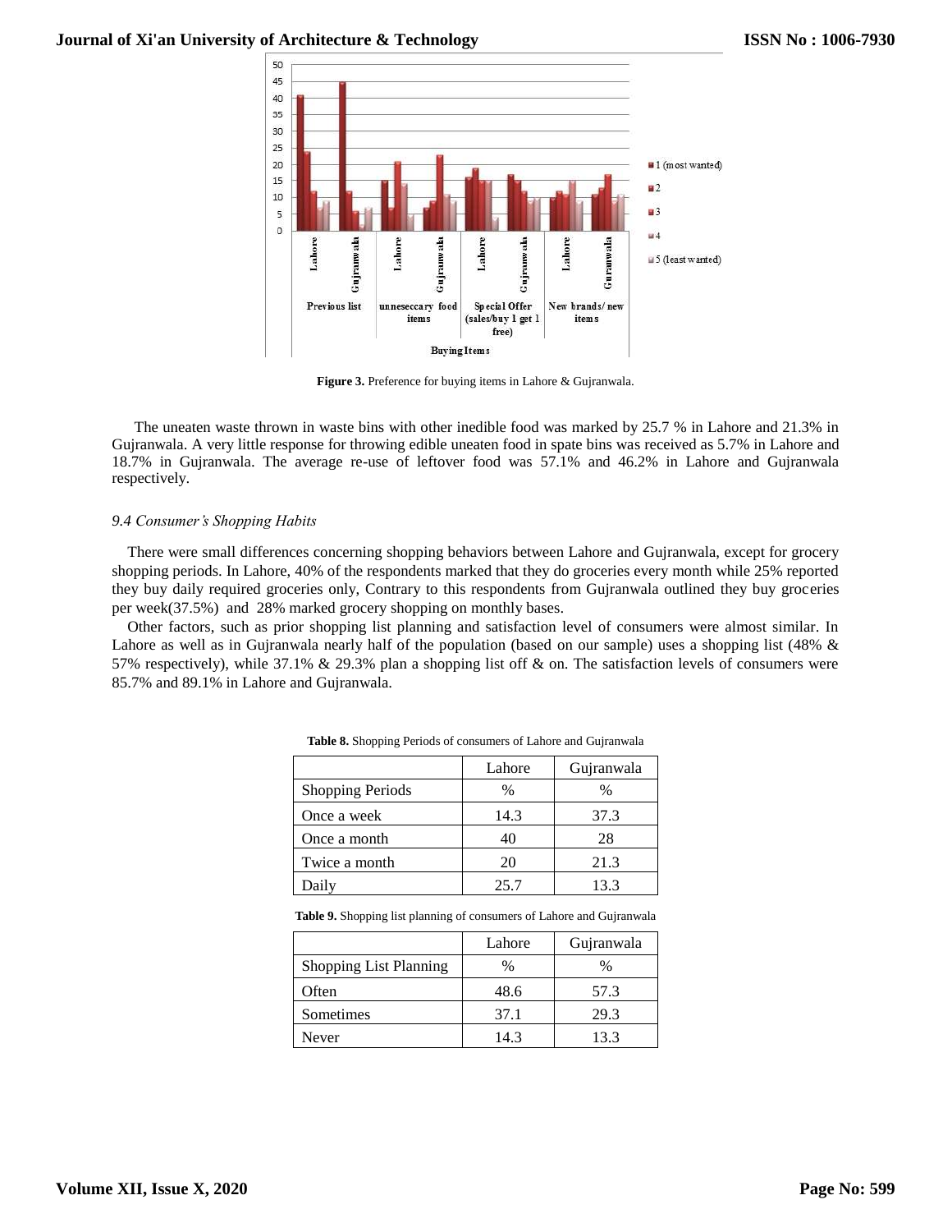**Figure 3.** Preference for buying items in Lahore & Gujranwala.

The uneaten waste thrown in waste bins with other inedible food was marked by 25.7 % in Lahore and 21.3% in Gujranwala. A very little response for throwing edible uneaten food in spate bins was received as 5.7% in Lahore and 18.7% in Gujranwala. The average re-use of leftover food was 57.1% and 46.2% in Lahore and Gujranwala respectively.

### *9.4 Consumer's Shopping Habits*

There were small differences concerning shopping behaviors between Lahore and Gujranwala, except for grocery shopping periods. In Lahore, 40% of the respondents marked that they do groceries every month while 25% reported they buy daily required groceries only, Contrary to this respondents from Gujranwala outlined they buy groceries per week(37.5%) and 28% marked grocery shopping on monthly bases.

Other factors, such as prior shopping list planning and satisfaction level of consumers were almost similar. In Lahore as well as in Gujranwala nearly half of the population (based on our sample) uses a shopping list (48% & 57% respectively), while 37.1% & 29.3% plan a shopping list off & on. The satisfaction levels of consumers were 85.7% and 89.1% in Lahore and Gujranwala.

**Table 8.** Shopping Periods of consumers of Lahore and Gujranwala

| | Lahore | Gujranwala |
|---|---|---|
| Shopping Periods | % | % |
| Once a week | 14.3 | 37.3 |
| Once a month | 40 | 28 |
| Twice a month | 20 | 21.3 |
| Daily | 25.7 | 13.3 |

**Table 9.** Shopping list planning of consumers of Lahore and Gujranwala

| | Lahore | Gujranwala |
|---|---|---|
| Shopping List Planning | % | % |
| Often | 48.6 | 57.3 |
| Sometimes | 37.1 | 29.3 |
| Never | 14.3 | 13.3 |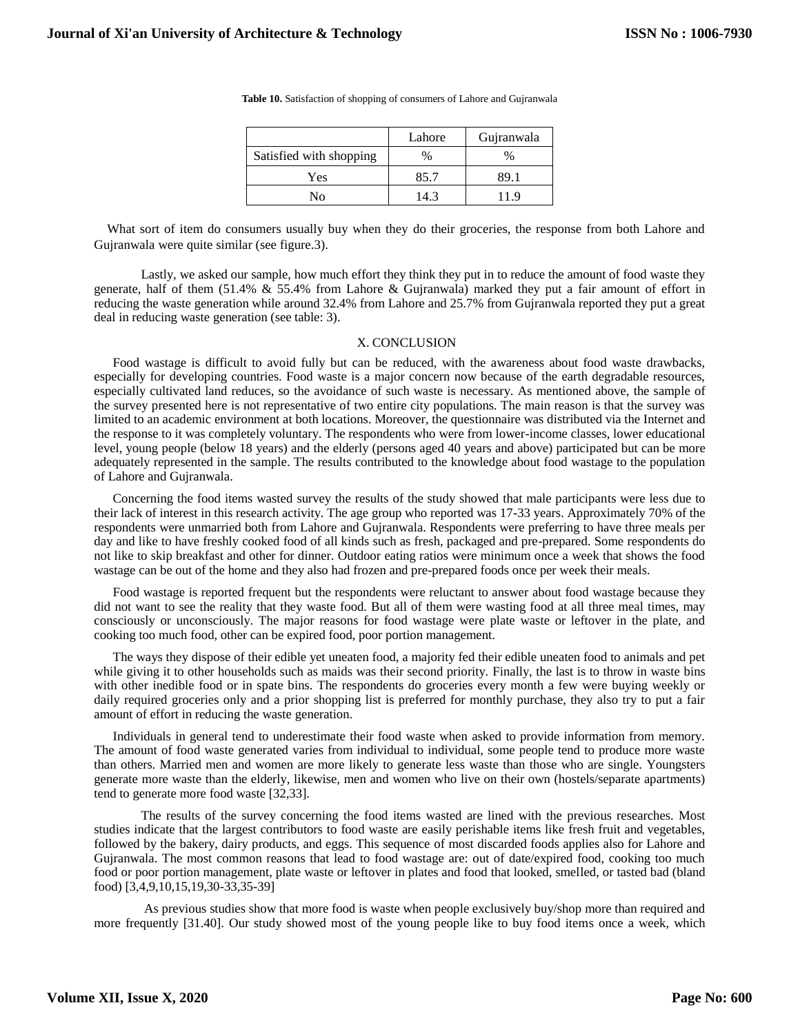**Table 10.** Satisfaction of shopping of consumers of Lahore and Gujranwala

| | Lahore | Gujranwala |
|---|---|---|
| Satisfied with shopping | % | % |
| Yes | 85.7 | 89.1 |
| No | 14.3 | 11.9 |

What sort of item do consumers usually buy when they do their groceries, the response from both Lahore and Gujranwala were quite similar (see figure.3).

Lastly, we asked our sample, how much effort they think they put in to reduce the amount of food waste they generate, half of them (51.4% & 55.4% from Lahore & Gujranwala) marked they put a fair amount of effort in reducing the waste generation while around 32.4% from Lahore and 25.7% from Gujranwala reported they put a great deal in reducing waste generation (see table: 3).

## X. CONCLUSION

Food wastage is difficult to avoid fully but can be reduced, with the awareness about food waste drawbacks, especially for developing countries. Food waste is a major concern now because of the earth degradable resources, especially cultivated land reduces, so the avoidance of such waste is necessary. As mentioned above, the sample of the survey presented here is not representative of two entire city populations. The main reason is that the survey was limited to an academic environment at both locations. Moreover, the questionnaire was distributed via the Internet and the response to it was completely voluntary. The respondents who were from lower-income classes, lower educational level, young people (below 18 years) and the elderly (persons aged 40 years and above) participated but can be more adequately represented in the sample. The results contributed to the knowledge about food wastage to the population of Lahore and Gujranwala.

Concerning the food items wasted survey the results of the study showed that male participants were less due to their lack of interest in this research activity. The age group who reported was 17-33 years. Approximately 70% of the respondents were unmarried both from Lahore and Gujranwala. Respondents were preferring to have three meals per day and like to have freshly cooked food of all kinds such as fresh, packaged and pre-prepared. Some respondents do not like to skip breakfast and other for dinner. Outdoor eating ratios were minimum once a week that shows the food wastage can be out of the home and they also had frozen and pre-prepared foods once per week their meals.

Food wastage is reported frequent but the respondents were reluctant to answer about food wastage because they did not want to see the reality that they waste food. But all of them were wasting food at all three meal times, may consciously or unconsciously. The major reasons for food wastage were plate waste or leftover in the plate, and cooking too much food, other can be expired food, poor portion management.

The ways they dispose of their edible yet uneaten food, a majority fed their edible uneaten food to animals and pet while giving it to other households such as maids was their second priority. Finally, the last is to throw in waste bins with other inedible food or in spate bins. The respondents do groceries every month a few were buying weekly or daily required groceries only and a prior shopping list is preferred for monthly purchase, they also try to put a fair amount of effort in reducing the waste generation.

Individuals in general tend to underestimate their food waste when asked to provide information from memory. The amount of food waste generated varies from individual to individual, some people tend to produce more waste than others. Married men and women are more likely to generate less waste than those who are single. Youngsters generate more waste than the elderly, likewise, men and women who live on their own (hostels/separate apartments) tend to generate more food waste [32,33].

The results of the survey concerning the food items wasted are lined with the previous researches. Most studies indicate that the largest contributors to food waste are easily perishable items like fresh fruit and vegetables, followed by the bakery, dairy products, and eggs. This sequence of most discarded foods applies also for Lahore and Gujranwala. The most common reasons that lead to food wastage are: out of date/expired food, cooking too much food or poor portion management, plate waste or leftover in plates and food that looked, smelled, or tasted bad (bland food) [3,4,9,10,15,19,30-33,35-39]

As previous studies show that more food is waste when people exclusively buy/shop more than required and more frequently [31.40]. Our study showed most of the young people like to buy food items once a week, which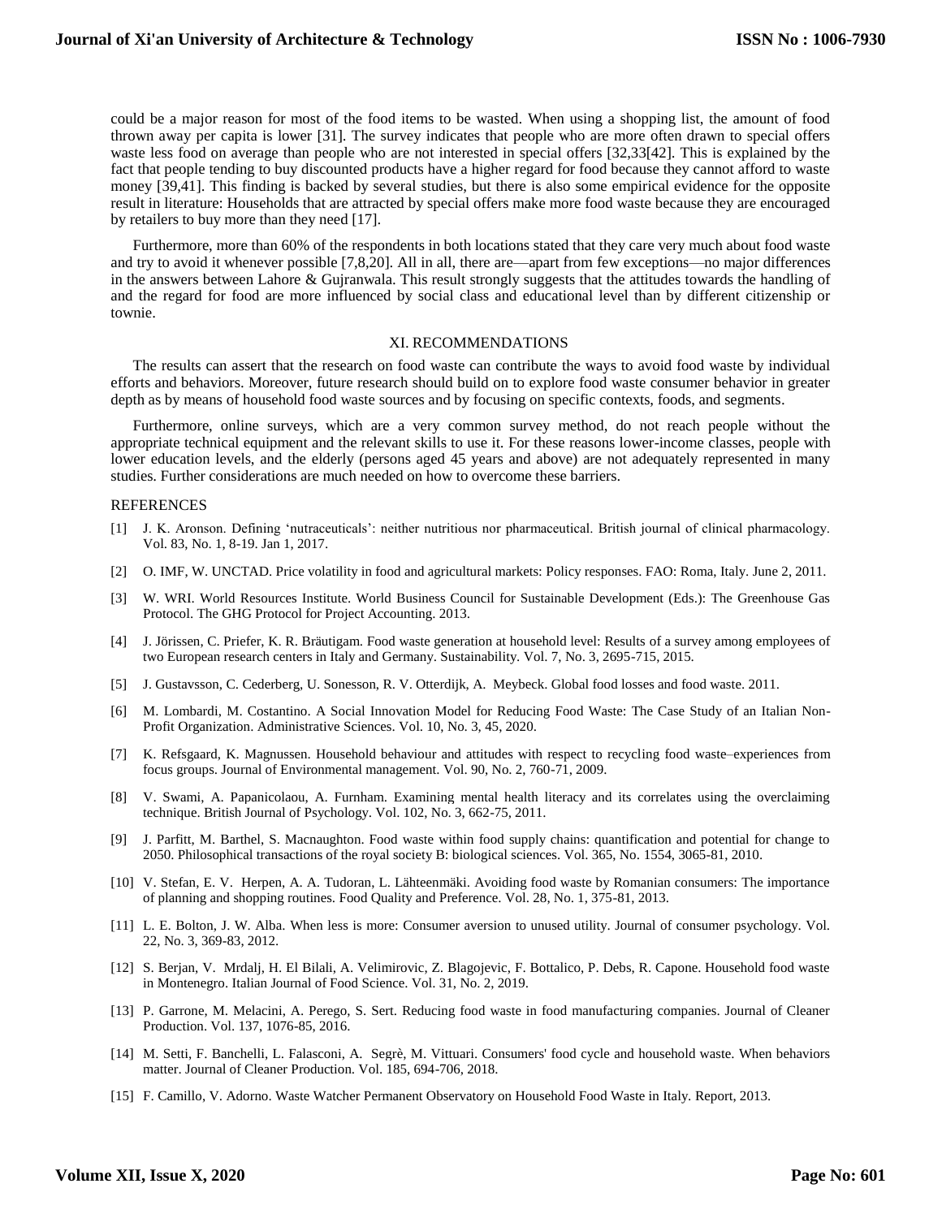could be a major reason for most of the food items to be wasted. When using a shopping list, the amount of food thrown away per capita is lower [31]. The survey indicates that people who are more often drawn to special offers waste less food on average than people who are not interested in special offers [32,33[42]. This is explained by the fact that people tending to buy discounted products have a higher regard for food because they cannot afford to waste money [39,41]. This finding is backed by several studies, but there is also some empirical evidence for the opposite result in literature: Households that are attracted by special offers make more food waste because they are encouraged by retailers to buy more than they need [17].

Furthermore, more than 60% of the respondents in both locations stated that they care very much about food waste and try to avoid it whenever possible [7,8,20]. All in all, there are—apart from few exceptions—no major differences in the answers between Lahore & Gujranwala. This result strongly suggests that the attitudes towards the handling of and the regard for food are more influenced by social class and educational level than by different citizenship or townie.

## XI. RECOMMENDATIONS

The results can assert that the research on food waste can contribute the ways to avoid food waste by individual efforts and behaviors. Moreover, future research should build on to explore food waste consumer behavior in greater depth as by means of household food waste sources and by focusing on specific contexts, foods, and segments.

Furthermore, online surveys, which are a very common survey method, do not reach people without the appropriate technical equipment and the relevant skills to use it. For these reasons lower-income classes, people with lower education levels, and the elderly (persons aged 45 years and above) are not adequately represented in many studies. Further considerations are much needed on how to overcome these barriers.

## REFERENCES

[1] J. K. Aronson. Defining 'nutraceuticals': neither nutritious nor pharmaceutical. British journal of clinical pharmacology. Vol. 83, No. 1, 8-19. Jan 1, 2017.

[2] O. IMF, W. UNCTAD. Price volatility in food and agricultural markets: Policy responses. FAO: Roma, Italy. June 2, 2011.

[3] W. WRI. World Resources Institute. World Business Council for Sustainable Development (Eds.): The Greenhouse Gas Protocol. The GHG Protocol for Project Accounting. 2013.

[4] J. Jörissen, C. Priefer, K. R. Bräutigam. Food waste generation at household level: Results of a survey among employees of two European research centers in Italy and Germany. Sustainability. Vol. 7, No. 3, 2695-715, 2015.

[5] J. Gustavsson, C. Cederberg, U. Sonesson, R. V. Otterdijk, A. Meybeck. Global food losses and food waste. 2011.

[6] M. Lombardi, M. Costantino. A Social Innovation Model for Reducing Food Waste: The Case Study of an Italian Non-Profit Organization. Administrative Sciences. Vol. 10, No. 3, 45, 2020.

[7] K. Refsgaard, K. Magnussen. Household behaviour and attitudes with respect to recycling food waste–experiences from focus groups. Journal of Environmental management. Vol. 90, No. 2, 760-71, 2009.

[8] V. Swami, A. Papanicolaou, A. Furnham. Examining mental health literacy and its correlates using the overclaiming technique. British Journal of Psychology. Vol. 102, No. 3, 662-75, 2011.

[9] J. Parfitt, M. Barthel, S. Macnaughton. Food waste within food supply chains: quantification and potential for change to 2050. Philosophical transactions of the royal society B: biological sciences. Vol. 365, No. 1554, 3065-81, 2010.

[10] V. Stefan, E. V. Herpen, A. A. Tudoran, L. Lähteenmäki. Avoiding food waste by Romanian consumers: The importance of planning and shopping routines. Food Quality and Preference. Vol. 28, No. 1, 375-81, 2013.

[11] L. E. Bolton, J. W. Alba. When less is more: Consumer aversion to unused utility. Journal of consumer psychology. Vol. 22, No. 3, 369-83, 2012.

[12] S. Berjan, V. Mrdalj, H. El Bilali, A. Velimirovic, Z. Blagojevic, F. Bottalico, P. Debs, R. Capone. Household food waste in Montenegro. Italian Journal of Food Science. Vol. 31, No. 2, 2019.

[13] P. Garrone, M. Melacini, A. Perego, S. Sert. Reducing food waste in food manufacturing companies. Journal of Cleaner Production. Vol. 137, 1076-85, 2016.

[14] M. Setti, F. Banchelli, L. Falasconi, A. Segrè, M. Vittuari. Consumers' food cycle and household waste. When behaviors matter. Journal of Cleaner Production. Vol. 185, 694-706, 2018.

[15] F. Camillo, V. Adorno. Waste Watcher Permanent Observatory on Household Food Waste in Italy. Report, 2013.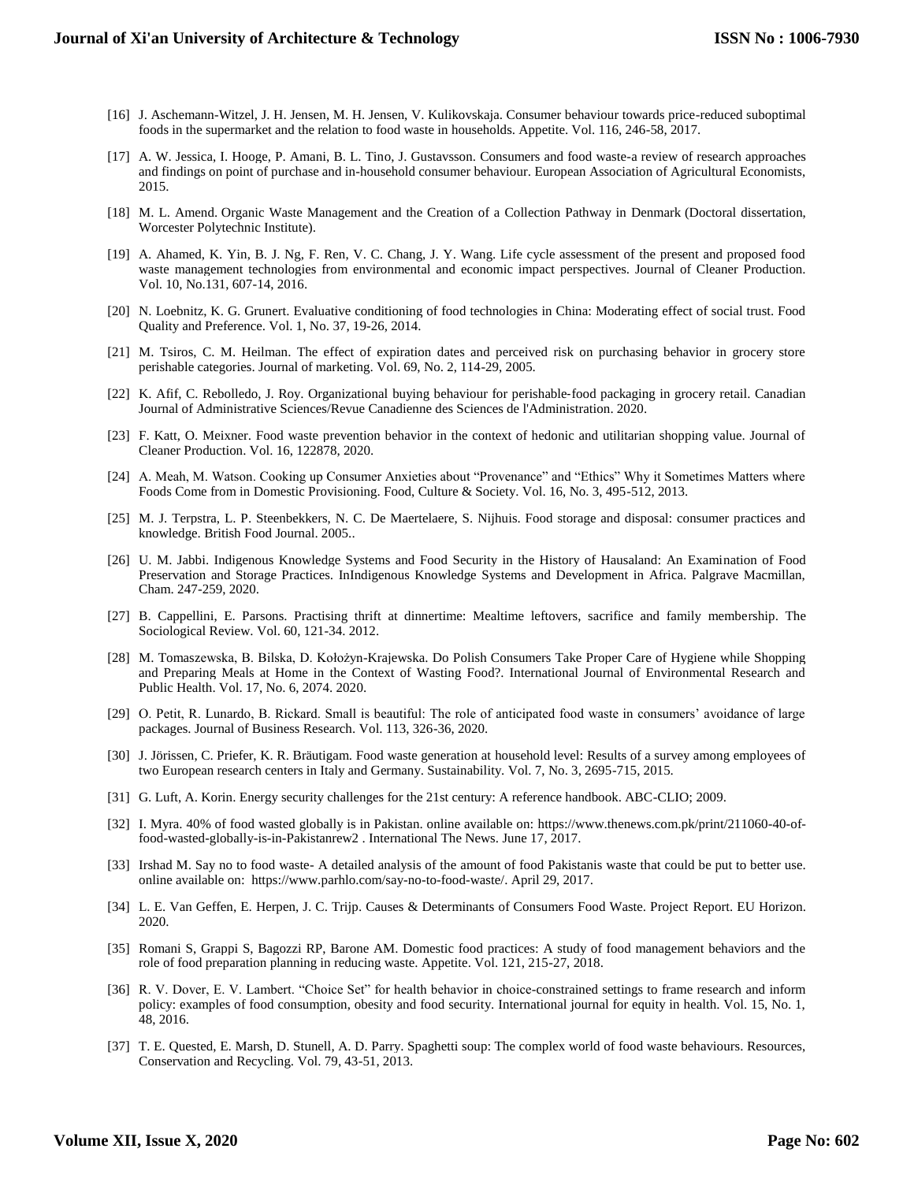[16] J. Aschemann-Witzel, J. H. Jensen, M. H. Jensen, V. Kulikovskaja. Consumer behaviour towards price-reduced suboptimal foods in the supermarket and the relation to food waste in households. Appetite. Vol. 116, 246-58, 2017.

[17] A. W. Jessica, I. Hooge, P. Amani, B. L. Tino, J. Gustavsson. Consumers and food waste-a review of research approaches and findings on point of purchase and in-household consumer behaviour. European Association of Agricultural Economists, 2015.

[18] M. L. Amend. Organic Waste Management and the Creation of a Collection Pathway in Denmark (Doctoral dissertation, Worcester Polytechnic Institute).

[19] A. Ahamed, K. Yin, B. J. Ng, F. Ren, V. C. Chang, J. Y. Wang. Life cycle assessment of the present and proposed food waste management technologies from environmental and economic impact perspectives. Journal of Cleaner Production. Vol. 10, No.131, 607-14, 2016.

[20] N. Loebnitz, K. G. Grunert. Evaluative conditioning of food technologies in China: Moderating effect of social trust. Food Quality and Preference. Vol. 1, No. 37, 19-26, 2014.

[21] M. Tsiros, C. M. Heilman. The effect of expiration dates and perceived risk on purchasing behavior in grocery store perishable categories. Journal of marketing. Vol. 69, No. 2, 114-29, 2005.

[22] K. Afif, C. Rebolledo, J. Roy. Organizational buying behaviour for perishable‐food packaging in grocery retail. Canadian Journal of Administrative Sciences/Revue Canadienne des Sciences de l'Administration. 2020.

[23] F. Katt, O. Meixner. Food waste prevention behavior in the context of hedonic and utilitarian shopping value. Journal of Cleaner Production. Vol. 16, 122878, 2020.

[24] A. Meah, M. Watson. Cooking up Consumer Anxieties about "Provenance" and "Ethics" Why it Sometimes Matters where Foods Come from in Domestic Provisioning. Food, Culture & Society. Vol. 16, No. 3, 495-512, 2013.

[25] M. J. Terpstra, L. P. Steenbekkers, N. C. De Maertelaere, S. Nijhuis. Food storage and disposal: consumer practices and knowledge. British Food Journal. 2005..

[26] U. M. Jabbi. Indigenous Knowledge Systems and Food Security in the History of Hausaland: An Examination of Food Preservation and Storage Practices. InIndigenous Knowledge Systems and Development in Africa. Palgrave Macmillan, Cham. 247-259, 2020.

[27] B. Cappellini, E. Parsons. Practising thrift at dinnertime: Mealtime leftovers, sacrifice and family membership. The Sociological Review. Vol. 60, 121-34. 2012.

[28] M. Tomaszewska, B. Bilska, D. Kołożyn-Krajewska. Do Polish Consumers Take Proper Care of Hygiene while Shopping and Preparing Meals at Home in the Context of Wasting Food?. International Journal of Environmental Research and Public Health. Vol. 17, No. 6, 2074. 2020.

[29] O. Petit, R. Lunardo, B. Rickard. Small is beautiful: The role of anticipated food waste in consumers' avoidance of large packages. Journal of Business Research. Vol. 113, 326-36, 2020.

[30] J. Jörissen, C. Priefer, K. R. Bräutigam. Food waste generation at household level: Results of a survey among employees of two European research centers in Italy and Germany. Sustainability. Vol. 7, No. 3, 2695-715, 2015.

[31] G. Luft, A. Korin. Energy security challenges for the 21st century: A reference handbook. ABC-CLIO; 2009.

[32] I. Myra. 40% of food wasted globally is in Pakistan. online available on: https://www.thenews.com.pk/print/211060-40-of-food-wasted-globally-is-in-Pakistanrew2 . International The News. June 17, 2017.

[33] Irshad M. Say no to food waste- A detailed analysis of the amount of food Pakistanis waste that could be put to better use. online available on: https://www.parhlo.com/say-no-to-food-waste/. April 29, 2017.

[34] L. E. Van Geffen, E. Herpen, J. C. Trijp. Causes & Determinants of Consumers Food Waste. Project Report. EU Horizon. 2020.

[35] Romani S, Grappi S, Bagozzi RP, Barone AM. Domestic food practices: A study of food management behaviors and the role of food preparation planning in reducing waste. Appetite. Vol. 121, 215-27, 2018.

[36] R. V. Dover, E. V. Lambert. "Choice Set" for health behavior in choice-constrained settings to frame research and inform policy: examples of food consumption, obesity and food security. International journal for equity in health. Vol. 15, No. 1, 48, 2016.

[37] T. E. Quested, E. Marsh, D. Stunell, A. D. Parry. Spaghetti soup: The complex world of food waste behaviours. Resources, Conservation and Recycling. Vol. 79, 43-51, 2013.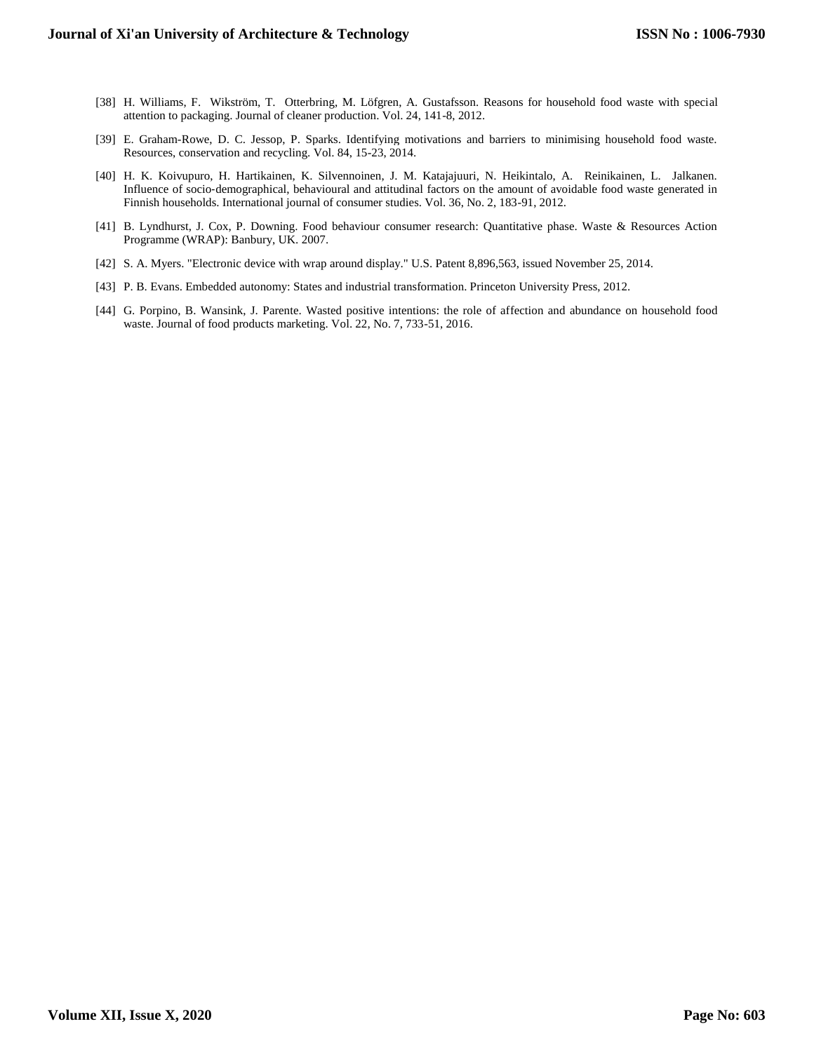[38] H. Williams, F. Wikström, T. Otterbring, M. Löfgren, A. Gustafsson. Reasons for household food waste with special attention to packaging. Journal of cleaner production. Vol. 24, 141-8, 2012.

[39] E. Graham-Rowe, D. C. Jessop, P. Sparks. Identifying motivations and barriers to minimising household food waste. Resources, conservation and recycling. Vol. 84, 15-23, 2014.

[40] H. K. Koivupuro, H. Hartikainen, K. Silvennoinen, J. M. Katajajuuri, N. Heikintalo, A. Reinikainen, L. Jalkanen. Influence of socio-demographical, behavioural and attitudinal factors on the amount of avoidable food waste generated in Finnish households. International journal of consumer studies. Vol. 36, No. 2, 183-91, 2012.

[41] B. Lyndhurst, J. Cox, P. Downing. Food behaviour consumer research: Quantitative phase. Waste & Resources Action Programme (WRAP): Banbury, UK. 2007.

[42] S. A. Myers. "Electronic device with wrap around display." U.S. Patent 8,896,563, issued November 25, 2014.

[43] P. B. Evans. Embedded autonomy: States and industrial transformation. Princeton University Press, 2012.

[44] G. Porpino, B. Wansink, J. Parente. Wasted positive intentions: the role of affection and abundance on household food waste. Journal of food products marketing. Vol. 22, No. 7, 733-51, 2016.